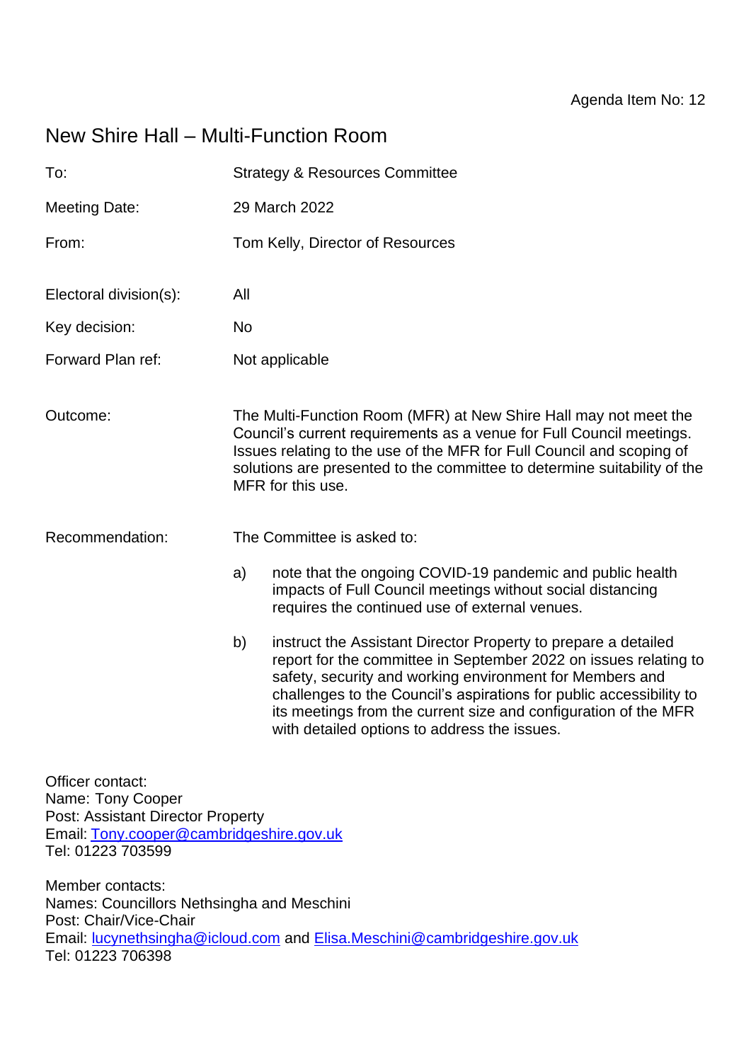Agenda Item No: 12

# New Shire Hall – Multi-Function Room

To: Strategy & Resources Committee

Meeting Date: 29 March 2022

From: Tom Kelly, Director of Resources

Electoral division(s): All

Key decision: No

Forward Plan ref: Not applicable

Outcome: The Multi-Function Room (MFR) at New Shire Hall may not meet the Council's current requirements as a venue for Full Council meetings. Issues relating to the use of the MFR for Full Council and scoping of solutions are presented to the committee to determine suitability of the MFR for this use.

Recommendation: The Committee is asked to:

a) note that the ongoing COVID-19 pandemic and public health impacts of Full Council meetings without social distancing requires the continued use of external venues.

b) instruct the Assistant Director Property to prepare a detailed report for the committee in September 2022 on issues relating to safety, security and working environment for Members and challenges to the Council's aspirations for public accessibility to its meetings from the current size and configuration of the MFR with detailed options to address the issues.

Officer contact:
Name: Tony Cooper
Post: Assistant Director Property
Email: Tony.cooper@cambridgeshire.gov.uk
Tel: 01223 703599

Member contacts:
Names: Councillors Nethsingha and Meschini
Post: Chair/Vice-Chair
Email: lucynethsingha@icloud.com and Elisa.Meschini@cambridgeshire.gov.uk
Tel: 01223 706398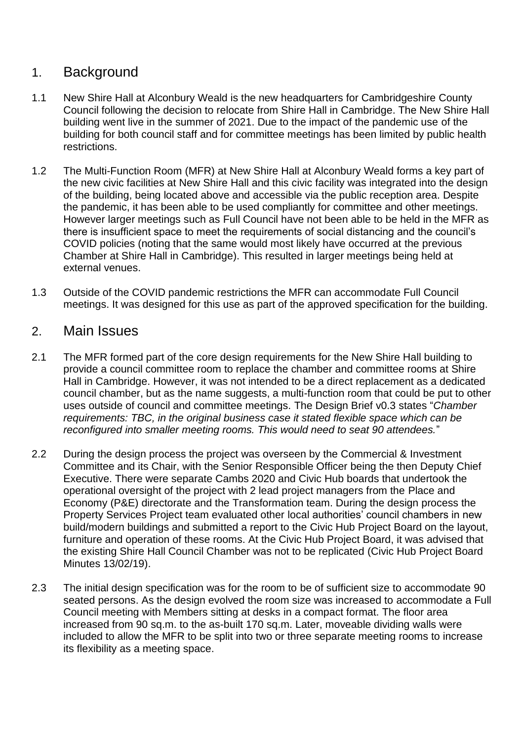## 1. Background

1.1 New Shire Hall at Alconbury Weald is the new headquarters for Cambridgeshire County Council following the decision to relocate from Shire Hall in Cambridge. The New Shire Hall building went live in the summer of 2021. Due to the impact of the pandemic use of the building for both council staff and for committee meetings has been limited by public health restrictions.

1.2 The Multi-Function Room (MFR) at New Shire Hall at Alconbury Weald forms a key part of the new civic facilities at New Shire Hall and this civic facility was integrated into the design of the building, being located above and accessible via the public reception area. Despite the pandemic, it has been able to be used compliantly for committee and other meetings. However larger meetings such as Full Council have not been able to be held in the MFR as there is insufficient space to meet the requirements of social distancing and the council's COVID policies (noting that the same would most likely have occurred at the previous Chamber at Shire Hall in Cambridge). This resulted in larger meetings being held at external venues.

1.3 Outside of the COVID pandemic restrictions the MFR can accommodate Full Council meetings. It was designed for this use as part of the approved specification for the building.

## 2. Main Issues

2.1 The MFR formed part of the core design requirements for the New Shire Hall building to provide a council committee room to replace the chamber and committee rooms at Shire Hall in Cambridge. However, it was not intended to be a direct replacement as a dedicated council chamber, but as the name suggests, a multi-function room that could be put to other uses outside of council and committee meetings. The Design Brief v0.3 states "*Chamber requirements: TBC, in the original business case it stated flexible space which can be reconfigured into smaller meeting rooms. This would need to seat 90 attendees.*"

2.2 During the design process the project was overseen by the Commercial & Investment Committee and its Chair, with the Senior Responsible Officer being the then Deputy Chief Executive. There were separate Cambs 2020 and Civic Hub boards that undertook the operational oversight of the project with 2 lead project managers from the Place and Economy (P&E) directorate and the Transformation team. During the design process the Property Services Project team evaluated other local authorities' council chambers in new build/modern buildings and submitted a report to the Civic Hub Project Board on the layout, furniture and operation of these rooms. At the Civic Hub Project Board, it was advised that the existing Shire Hall Council Chamber was not to be replicated (Civic Hub Project Board Minutes 13/02/19).

2.3 The initial design specification was for the room to be of sufficient size to accommodate 90 seated persons. As the design evolved the room size was increased to accommodate a Full Council meeting with Members sitting at desks in a compact format. The floor area increased from 90 sq.m. to the as-built 170 sq.m. Later, moveable dividing walls were included to allow the MFR to be split into two or three separate meeting rooms to increase its flexibility as a meeting space.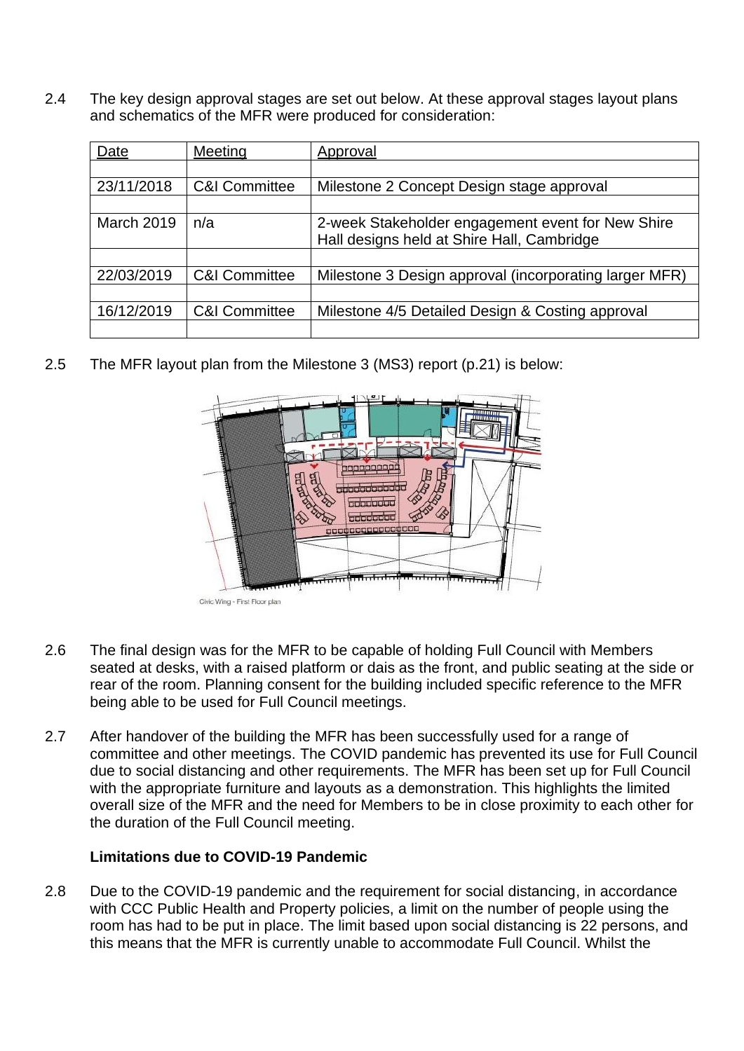2.4 The key design approval stages are set out below. At these approval stages layout plans and schematics of the MFR were produced for consideration:

| Date | Meeting | Approval |
|---|---|---|
| | | |
| 23/11/2018 | C&I Committee | Milestone 2 Concept Design stage approval |
| | | |
| March 2019 | n/a | 2-week Stakeholder engagement event for New Shire Hall designs held at Shire Hall, Cambridge |
| | | |
| 22/03/2019 | C&I Committee | Milestone 3 Design approval (incorporating larger MFR) |
| | | |
| 16/12/2019 | C&I Committee | Milestone 4/5 Detailed Design & Costing approval |
| | | |

2.5 The MFR layout plan from the Milestone 3 (MS3) report (p.21) is below:

Civic Wing - First Floor plan

2.6 The final design was for the MFR to be capable of holding Full Council with Members seated at desks, with a raised platform or dais as the front, and public seating at the side or rear of the room. Planning consent for the building included specific reference to the MFR being able to be used for Full Council meetings.

2.7 After handover of the building the MFR has been successfully used for a range of committee and other meetings. The COVID pandemic has prevented its use for Full Council due to social distancing and other requirements. The MFR has been set up for Full Council with the appropriate furniture and layouts as a demonstration. This highlights the limited overall size of the MFR and the need for Members to be in close proximity to each other for the duration of the Full Council meeting.

**Limitations due to COVID-19 Pandemic**

2.8 Due to the COVID-19 pandemic and the requirement for social distancing, in accordance with CCC Public Health and Property policies, a limit on the number of people using the room has had to be put in place. The limit based upon social distancing is 22 persons, and this means that the MFR is currently unable to accommodate Full Council. Whilst the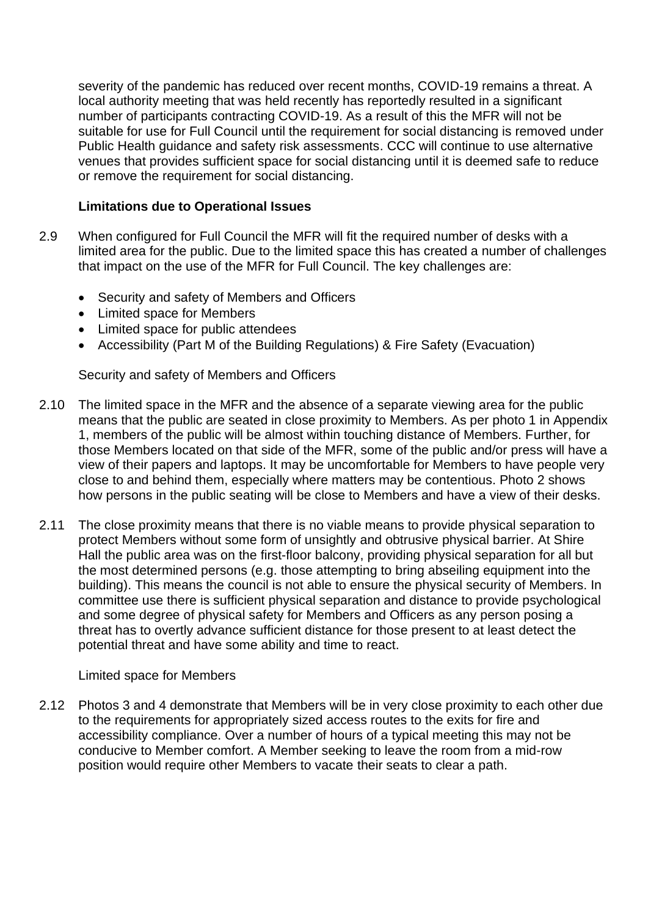severity of the pandemic has reduced over recent months, COVID-19 remains a threat. A local authority meeting that was held recently has reportedly resulted in a significant number of participants contracting COVID-19. As a result of this the MFR will not be suitable for use for Full Council until the requirement for social distancing is removed under Public Health guidance and safety risk assessments. CCC will continue to use alternative venues that provides sufficient space for social distancing until it is deemed safe to reduce or remove the requirement for social distancing.

**Limitations due to Operational Issues**

2.9 When configured for Full Council the MFR will fit the required number of desks with a limited area for the public. Due to the limited space this has created a number of challenges that impact on the use of the MFR for Full Council. The key challenges are:

- Security and safety of Members and Officers
- Limited space for Members
- Limited space for public attendees
- Accessibility (Part M of the Building Regulations) & Fire Safety (Evacuation)

Security and safety of Members and Officers

2.10 The limited space in the MFR and the absence of a separate viewing area for the public means that the public are seated in close proximity to Members. As per photo 1 in Appendix 1, members of the public will be almost within touching distance of Members. Further, for those Members located on that side of the MFR, some of the public and/or press will have a view of their papers and laptops. It may be uncomfortable for Members to have people very close to and behind them, especially where matters may be contentious. Photo 2 shows how persons in the public seating will be close to Members and have a view of their desks.

2.11 The close proximity means that there is no viable means to provide physical separation to protect Members without some form of unsightly and obtrusive physical barrier. At Shire Hall the public area was on the first-floor balcony, providing physical separation for all but the most determined persons (e.g. those attempting to bring abseiling equipment into the building). This means the council is not able to ensure the physical security of Members. In committee use there is sufficient physical separation and distance to provide psychological and some degree of physical safety for Members and Officers as any person posing a threat has to overtly advance sufficient distance for those present to at least detect the potential threat and have some ability and time to react.

Limited space for Members

2.12 Photos 3 and 4 demonstrate that Members will be in very close proximity to each other due to the requirements for appropriately sized access routes to the exits for fire and accessibility compliance. Over a number of hours of a typical meeting this may not be conducive to Member comfort. A Member seeking to leave the room from a mid-row position would require other Members to vacate their seats to clear a path.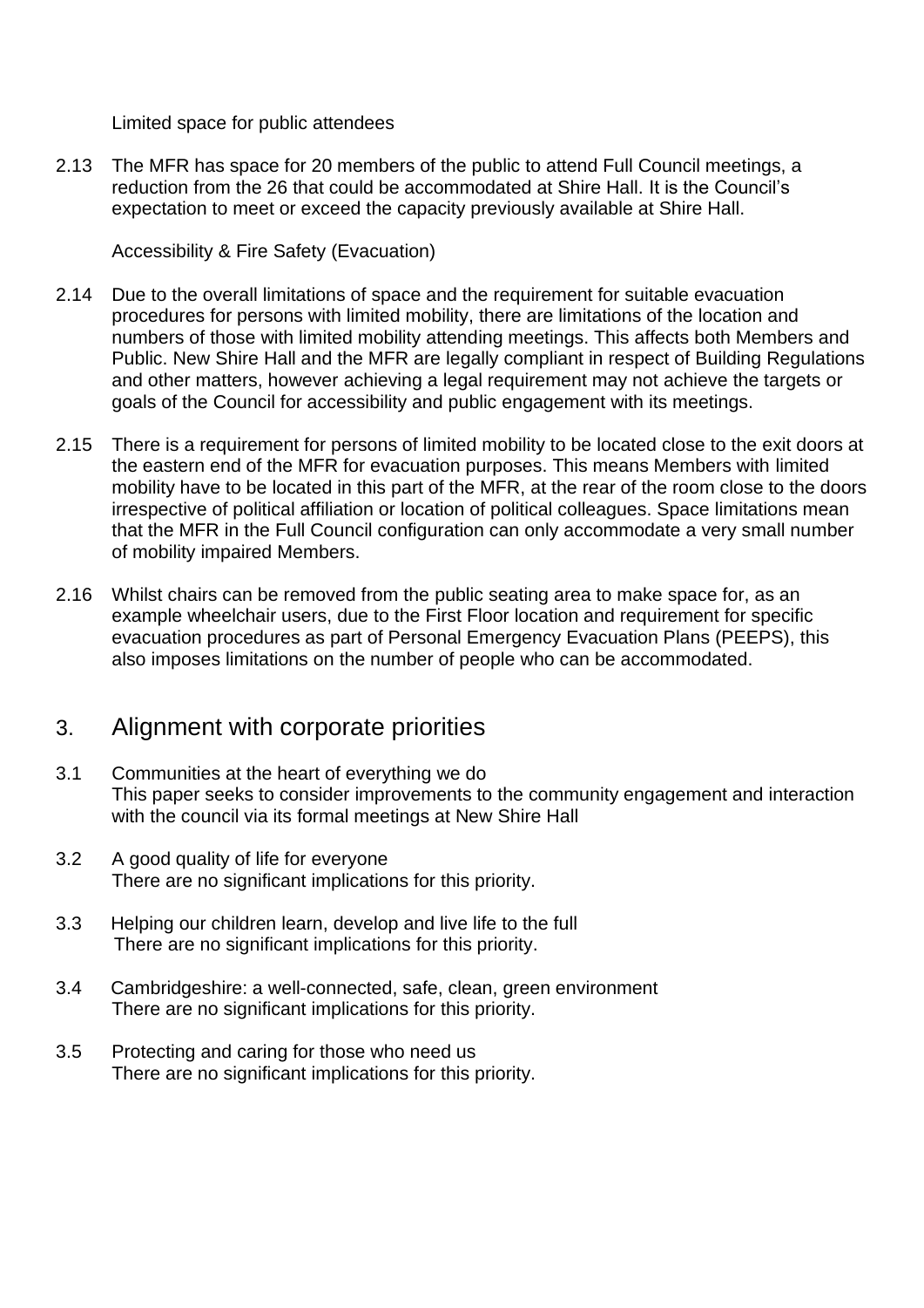Limited space for public attendees

2.13 The MFR has space for 20 members of the public to attend Full Council meetings, a reduction from the 26 that could be accommodated at Shire Hall. It is the Council's expectation to meet or exceed the capacity previously available at Shire Hall.

Accessibility & Fire Safety (Evacuation)

2.14 Due to the overall limitations of space and the requirement for suitable evacuation procedures for persons with limited mobility, there are limitations of the location and numbers of those with limited mobility attending meetings. This affects both Members and Public. New Shire Hall and the MFR are legally compliant in respect of Building Regulations and other matters, however achieving a legal requirement may not achieve the targets or goals of the Council for accessibility and public engagement with its meetings.

2.15 There is a requirement for persons of limited mobility to be located close to the exit doors at the eastern end of the MFR for evacuation purposes. This means Members with limited mobility have to be located in this part of the MFR, at the rear of the room close to the doors irrespective of political affiliation or location of political colleagues. Space limitations mean that the MFR in the Full Council configuration can only accommodate a very small number of mobility impaired Members.

2.16 Whilst chairs can be removed from the public seating area to make space for, as an example wheelchair users, due to the First Floor location and requirement for specific evacuation procedures as part of Personal Emergency Evacuation Plans (PEEPS), this also imposes limitations on the number of people who can be accommodated.

## 3. Alignment with corporate priorities

3.1 Communities at the heart of everything we do
This paper seeks to consider improvements to the community engagement and interaction with the council via its formal meetings at New Shire Hall

3.2 A good quality of life for everyone
There are no significant implications for this priority.

3.3 Helping our children learn, develop and live life to the full
There are no significant implications for this priority.

3.4 Cambridgeshire: a well-connected, safe, clean, green environment
There are no significant implications for this priority.

3.5 Protecting and caring for those who need us
There are no significant implications for this priority.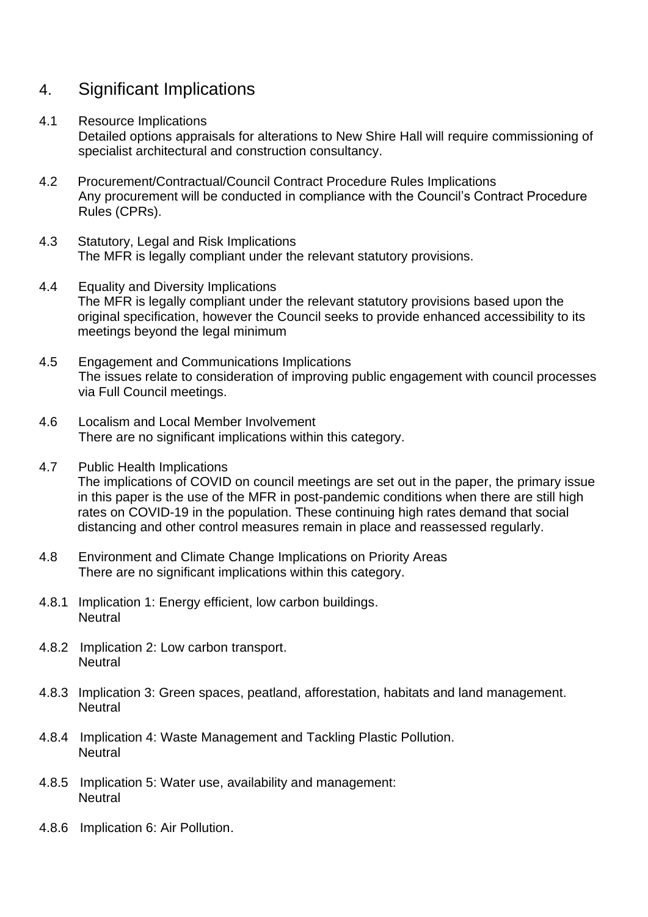## 4. Significant Implications

4.1 Resource Implications

Detailed options appraisals for alterations to New Shire Hall will require commissioning of specialist architectural and construction consultancy.

4.2 Procurement/Contractual/Council Contract Procedure Rules Implications

Any procurement will be conducted in compliance with the Council's Contract Procedure Rules (CPRs).

4.3 Statutory, Legal and Risk Implications

The MFR is legally compliant under the relevant statutory provisions.

4.4 Equality and Diversity Implications

The MFR is legally compliant under the relevant statutory provisions based upon the original specification, however the Council seeks to provide enhanced accessibility to its meetings beyond the legal minimum

4.5 Engagement and Communications Implications

The issues relate to consideration of improving public engagement with council processes via Full Council meetings.

4.6 Localism and Local Member Involvement

There are no significant implications within this category.

4.7 Public Health Implications

The implications of COVID on council meetings are set out in the paper, the primary issue in this paper is the use of the MFR in post-pandemic conditions when there are still high rates on COVID-19 in the population. These continuing high rates demand that social distancing and other control measures remain in place and reassessed regularly.

4.8 Environment and Climate Change Implications on Priority Areas

There are no significant implications within this category.

4.8.1 Implication 1: Energy efficient, low carbon buildings.

Neutral

4.8.2 Implication 2: Low carbon transport.

Neutral

4.8.3 Implication 3: Green spaces, peatland, afforestation, habitats and land management.

Neutral

4.8.4 Implication 4: Waste Management and Tackling Plastic Pollution.

Neutral

4.8.5 Implication 5: Water use, availability and management:

Neutral

4.8.6 Implication 6: Air Pollution.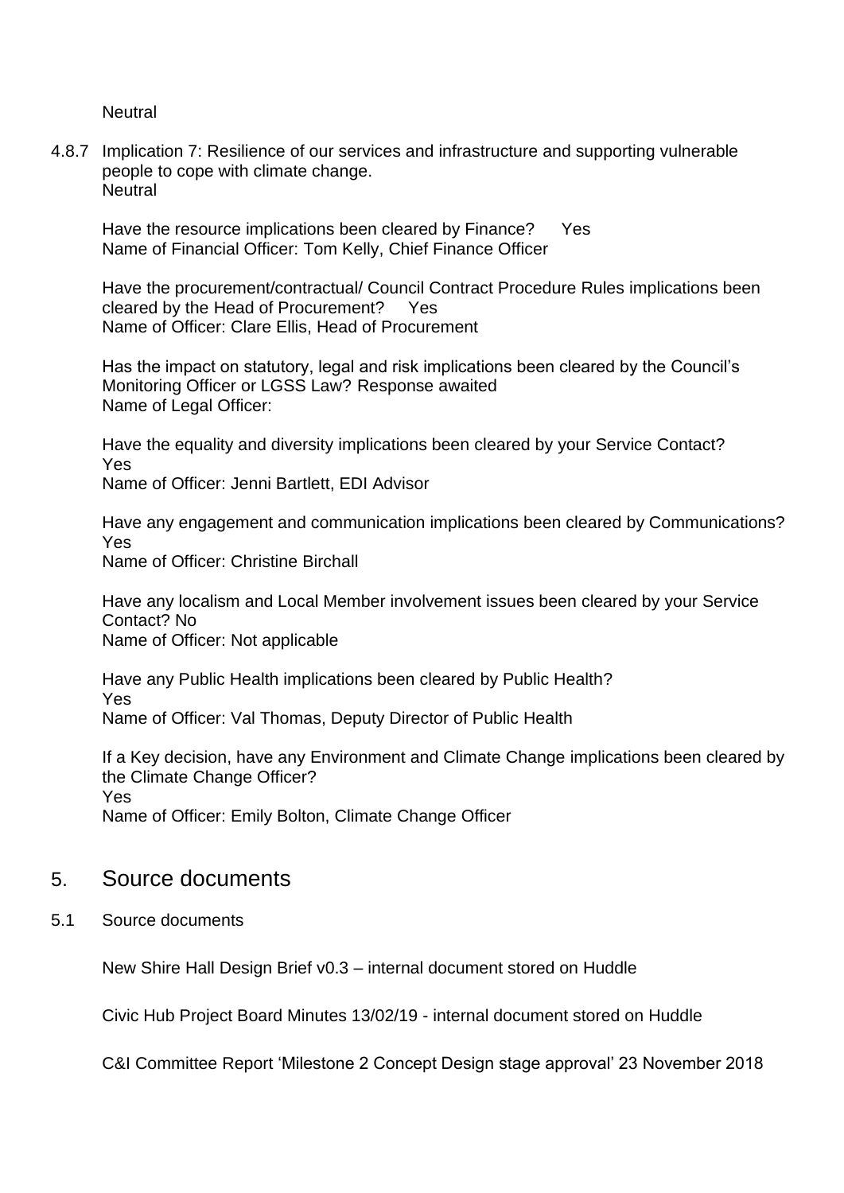Neutral

4.8.7 Implication 7: Resilience of our services and infrastructure and supporting vulnerable people to cope with climate change.
Neutral

Have the resource implications been cleared by Finance? Yes
Name of Financial Officer: Tom Kelly, Chief Finance Officer

Have the procurement/contractual/ Council Contract Procedure Rules implications been cleared by the Head of Procurement? Yes
Name of Officer: Clare Ellis, Head of Procurement

Has the impact on statutory, legal and risk implications been cleared by the Council's Monitoring Officer or LGSS Law? Response awaited
Name of Legal Officer:

Have the equality and diversity implications been cleared by your Service Contact?
Yes
Name of Officer: Jenni Bartlett, EDI Advisor

Have any engagement and communication implications been cleared by Communications?
Yes
Name of Officer: Christine Birchall

Have any localism and Local Member involvement issues been cleared by your Service Contact? No
Name of Officer: Not applicable

Have any Public Health implications been cleared by Public Health?
Yes
Name of Officer: Val Thomas, Deputy Director of Public Health

If a Key decision, have any Environment and Climate Change implications been cleared by the Climate Change Officer?
Yes
Name of Officer: Emily Bolton, Climate Change Officer

## 5. Source documents

5.1 Source documents

New Shire Hall Design Brief v0.3 – internal document stored on Huddle

Civic Hub Project Board Minutes 13/02/19 - internal document stored on Huddle

C&I Committee Report 'Milestone 2 Concept Design stage approval' 23 November 2018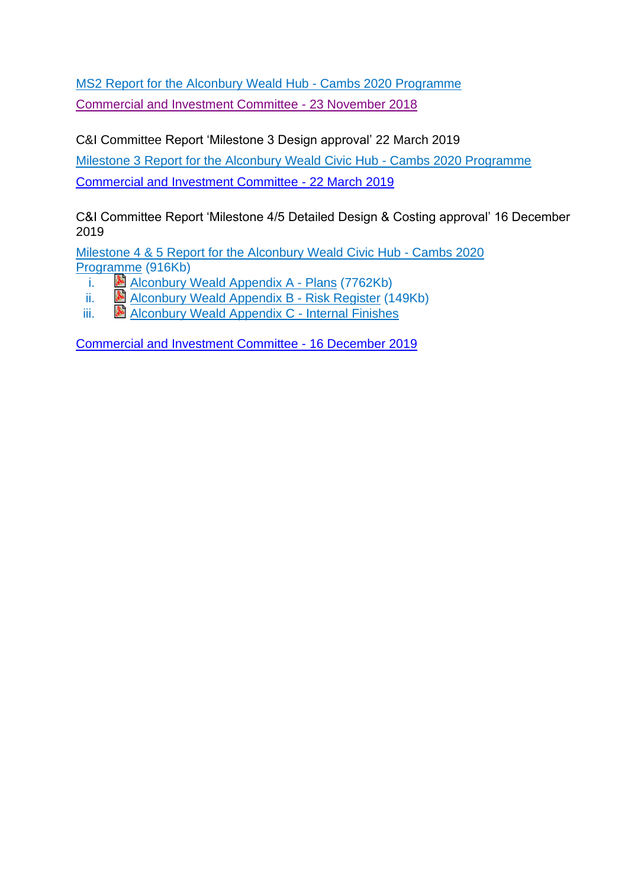MS2 Report for the Alconbury Weald Hub - Cambs 2020 Programme

Commercial and Investment Committee - 23 November 2018

C&I Committee Report 'Milestone 3 Design approval' 22 March 2019

Milestone 3 Report for the Alconbury Weald Civic Hub - Cambs 2020 Programme

Commercial and Investment Committee - 22 March 2019

C&I Committee Report 'Milestone 4/5 Detailed Design & Costing approval' 16 December 2019

Milestone 4 & 5 Report for the Alconbury Weald Civic Hub - Cambs 2020 Programme (916Kb)

i. Alconbury Weald Appendix A - Plans (7762Kb)
ii. Alconbury Weald Appendix B - Risk Register (149Kb)
iii. Alconbury Weald Appendix C - Internal Finishes

Commercial and Investment Committee - 16 December 2019